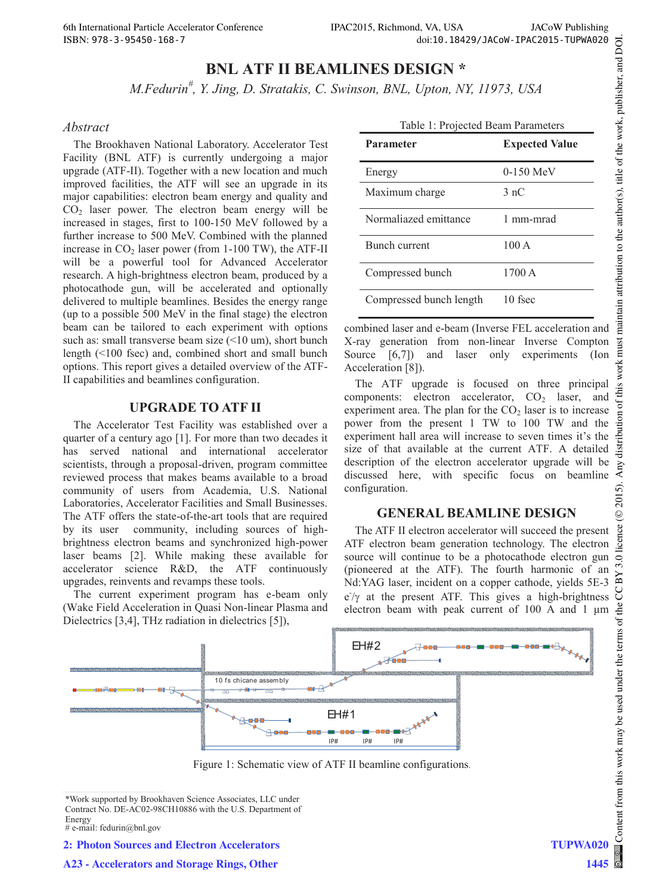# BNL ATF II BEAMLINES DESIGN *

*M.Fedurin#, Y. Jing, D. Stratakis, C. Swinson, BNL, Upton, NY, 11973, USA*

## Abstract

The Brookhaven National Laboratory. Accelerator Test Facility (BNL ATF) is currently undergoing a major upgrade (ATF-II). Together with a new location and much improved facilities, the ATF will see an upgrade in its major capabilities: electron beam energy and quality and $CO_2$ laser power. The electron beam energy will be increased in stages, first to 100-150 MeV followed by a further increase to 500 MeV. Combined with the planned increase in $CO_2$ laser power (from 1-100 TW), the ATF-II will be a powerful tool for Advanced Accelerator research. A high-brightness electron beam, produced by a photocathode gun, will be accelerated and optionally delivered to multiple beamlines. Besides the energy range (up to a possible 500 MeV in the final stage) the electron beam can be tailored to each experiment with options such as: small transverse beam size (<10 um), short bunch length (<100 fsec) and, combined short and small bunch options. This report gives a detailed overview of the ATF-II capabilities and beamlines configuration.

## UPGRADE TO ATF II

The Accelerator Test Facility was established over a quarter of a century ago [1]. For more than two decades it has served national and international accelerator scientists, through a proposal-driven, program committee reviewed process that makes beams available to a broad community of users from Academia, U.S. National Laboratories, Accelerator Facilities and Small Businesses. The ATF offers the state-of-the-art tools that are required by its user community, including sources of high-brightness electron beams and synchronized high-power laser beams [2]. While making these available for accelerator science R&D, the ATF continuously upgrades, reinvents and revamps these tools.

The current experiment program has e-beam only (Wake Field Acceleration in Quasi Non-linear Plasma and Dielectrics [3,4], THz radiation in dielectrics [5]), combined laser and e-beam (Inverse FEL acceleration and X-ray generation from non-linear Inverse Compton Source [6,7]) and laser only experiments (Ion Acceleration [8]).

Table 1: Projected Beam Parameters

| Parameter | Expected Value |
|---|---|
| Energy | 0-150 MeV |
| Maximum charge | 3 nC |
| Normaliazed emittance | 1 mm-mrad |
| Bunch current | 100 A |
| Compressed bunch | 1700 A |
| Compressed bunch length | 10 fsec |

The ATF upgrade is focused on three principal components: electron accelerator, $CO_2$ laser, and experiment area. The plan for the $CO_2$ laser is to increase power from the present 1 TW to 100 TW and the experiment hall area will increase to seven times it's the size of that available at the current ATF. A detailed description of the electron accelerator upgrade will be discussed here, with specific focus on beamline configuration.

## GENERAL BEAMLINE DESIGN

The ATF II electron accelerator will succeed the present ATF electron beam generation technology. The electron source will continue to be a photocathode electron gun (pioneered at the ATF). The fourth harmonic of an Nd:YAG laser, incident on a copper cathode, yields 5E-3 $e^-/\gamma$ at the present ATF. This gives a high-brightness electron beam with peak current of 100 A and 1 µm

Figure 1: Schematic view of ATF II beamline configurations.

*Work supported by Brookhaven Science Associates, LLC under Contract No. DE-AC02-98CH10886 with the U.S. Department of Energy
# e-mail: fedurin@bnl.gov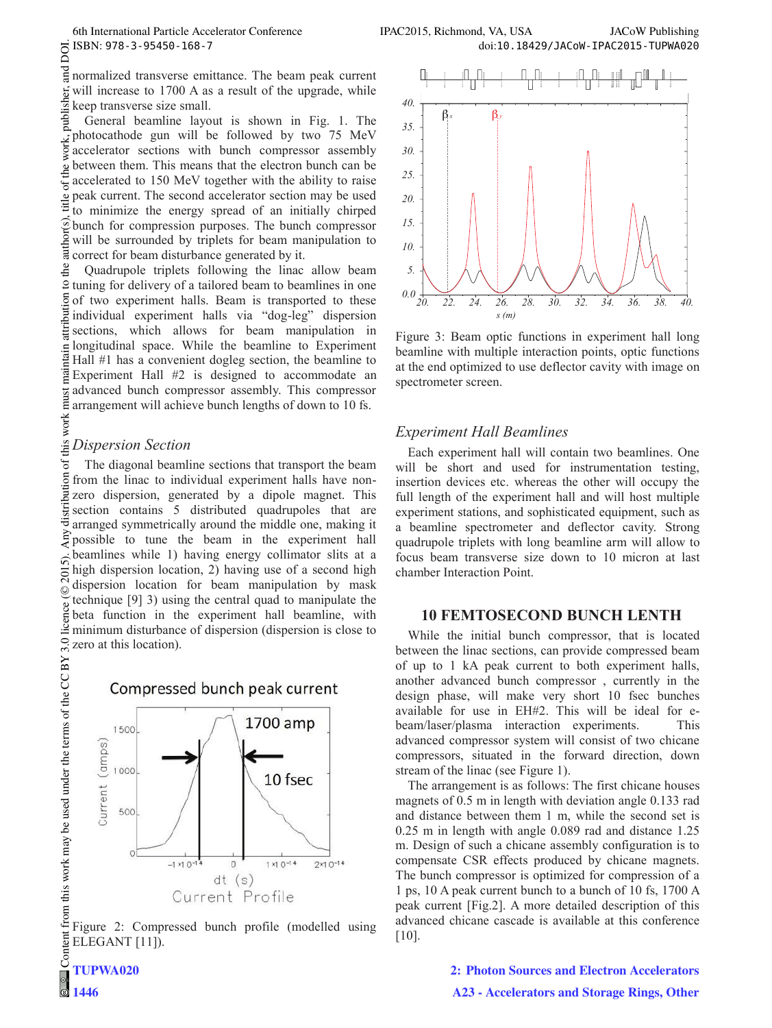normalized transverse emittance. The beam peak current will increase to 1700 A as a result of the upgrade, while keep transverse size small.

General beamline layout is shown in Fig. 1. The photocathode gun will be followed by two 75 MeV accelerator sections with bunch compressor assembly between them. This means that the electron bunch can be accelerated to 150 MeV together with the ability to raise peak current. The second accelerator section may be used to minimize the energy spread of an initially chirped bunch for compression purposes. The bunch compressor will be surrounded by triplets for beam manipulation to correct for beam disturbance generated by it.

Quadrupole triplets following the linac allow beam tuning for delivery of a tailored beam to beamlines in one of two experiment halls. Beam is transported to these individual experiment halls via "dog-leg" dispersion sections, which allows for beam manipulation in longitudinal space. While the beamline to Experiment Hall #1 has a convenient dogleg section, the beamline to Experiment Hall #2 is designed to accommodate an advanced bunch compressor assembly. This compressor arrangement will achieve bunch lengths of down to 10 fs.

### *Dispersion Section*

The diagonal beamline sections that transport the beam from the linac to individual experiment halls have non-zero dispersion, generated by a dipole magnet. This section contains 5 distributed quadrupoles that are arranged symmetrically around the middle one, making it possible to tune the beam in the experiment hall beamlines while 1) having energy collimator slits at a high dispersion location, 2) having use of a second high dispersion location for beam manipulation by mask technique [9] 3) using the central quad to manipulate the beta function in the experiment hall beamline, with minimum disturbance of dispersion (dispersion is close to zero at this location).

Figure 2: Compressed bunch profile (modelled using ELEGANT [11]).

Figure 3: Beam optic functions in experiment hall long beamline with multiple interaction points, optic functions at the end optimized to use deflector cavity with image on spectrometer screen.

### *Experiment Hall Beamlines*

Each experiment hall will contain two beamlines. One will be short and used for instrumentation testing, insertion devices etc. whereas the other will occupy the full length of the experiment hall and will host multiple experiment stations, and sophisticated equipment, such as a beamline spectrometer and deflector cavity. Strong quadrupole triplets with long beamline arm will allow to focus beam transverse size down to 10 micron at last chamber Interaction Point.

## 10 FEMTOSECOND BUNCH LENTH

While the initial bunch compressor, that is located between the linac sections, can provide compressed beam of up to 1 kA peak current to both experiment halls, another advanced bunch compressor , currently in the design phase, will make very short 10 fsec bunches available for use in EH#2. This will be ideal for e-beam/laser/plasma interaction experiments. This advanced compressor system will consist of two chicane compressors, situated in the forward direction, down stream of the linac (see Figure 1).

The arrangement is as follows: The first chicane houses magnets of 0.5 m in length with deviation angle 0.133 rad and distance between them 1 m, while the second set is 0.25 m in length with angle 0.089 rad and distance 1.25 m. Design of such a chicane assembly configuration is to compensate CSR effects produced by chicane magnets. The bunch compressor is optimized for compression of a 1 ps, 10 A peak current bunch to a bunch of 10 fs, 1700 A peak current [Fig.2]. A more detailed description of this advanced chicane cascade is available at this conference [10].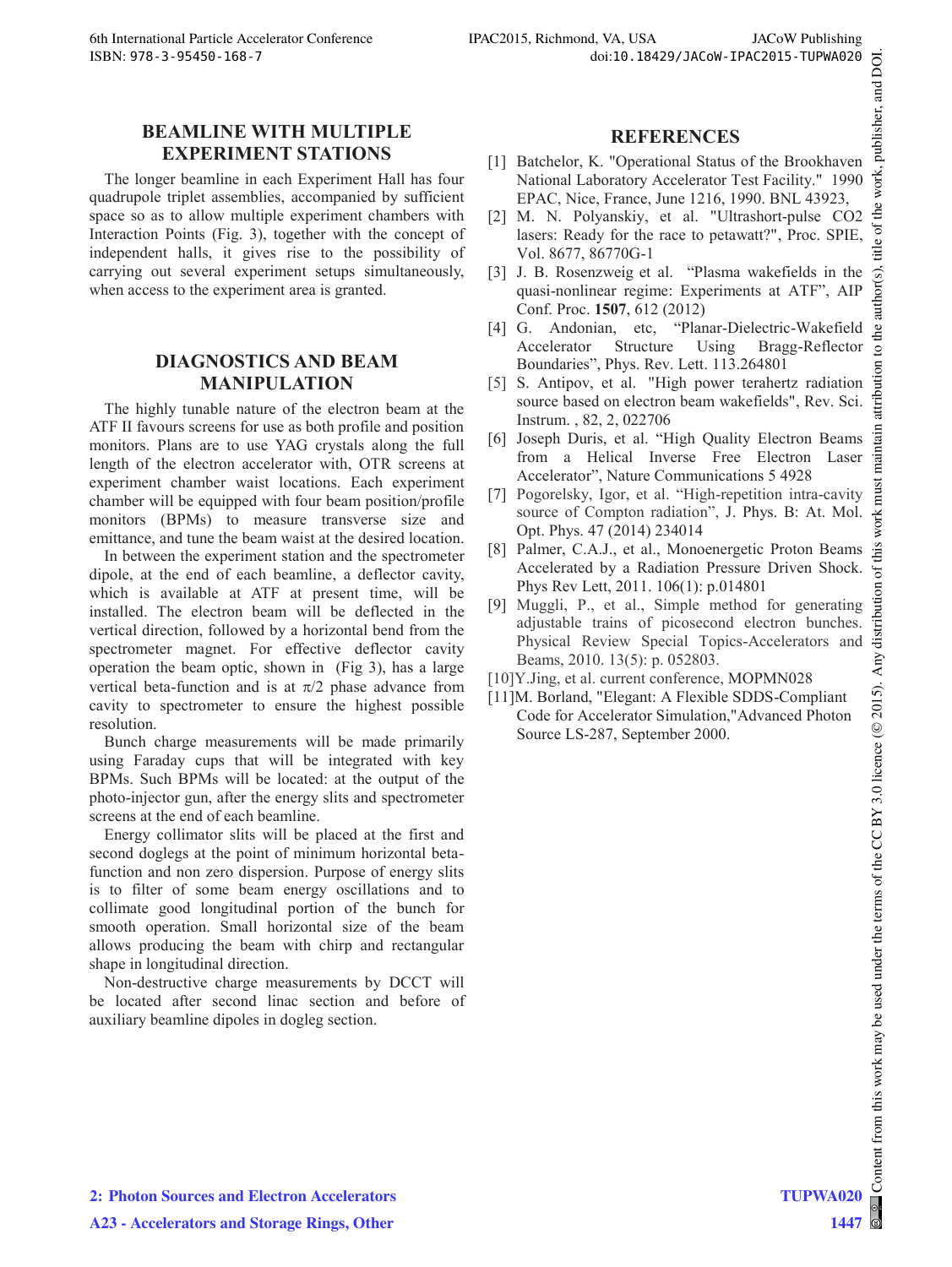## BEAMLINE WITH MULTIPLE EXPERIMENT STATIONS

The longer beamline in each Experiment Hall has four quadrupole triplet assemblies, accompanied by sufficient space so as to allow multiple experiment chambers with Interaction Points (Fig. 3), together with the concept of independent halls, it gives rise to the possibility of carrying out several experiment setups simultaneously, when access to the experiment area is granted.

## DIAGNOSTICS AND BEAM MANIPULATION

The highly tunable nature of the electron beam at the ATF II favours screens for use as both profile and position monitors. Plans are to use YAG crystals along the full length of the electron accelerator with, OTR screens at experiment chamber waist locations. Each experiment chamber will be equipped with four beam position/profile monitors (BPMs) to measure transverse size and emittance, and tune the beam waist at the desired location.

In between the experiment station and the spectrometer dipole, at the end of each beamline, a deflector cavity, which is available at ATF at present time, will be installed. The electron beam will be deflected in the vertical direction, followed by a horizontal bend from the spectrometer magnet. For effective deflector cavity operation the beam optic, shown in (Fig 3), has a large vertical beta-function and is at $\pi/2$ phase advance from cavity to spectrometer to ensure the highest possible resolution.

Bunch charge measurements will be made primarily using Faraday cups that will be integrated with key BPMs. Such BPMs will be located: at the output of the photo-injector gun, after the energy slits and spectrometer screens at the end of each beamline.

Energy collimator slits will be placed at the first and second doglegs at the point of minimum horizontal beta-function and non zero dispersion. Purpose of energy slits is to filter of some beam energy oscillations and to collimate good longitudinal portion of the bunch for smooth operation. Small horizontal size of the beam allows producing the beam with chirp and rectangular shape in longitudinal direction.

Non-destructive charge measurements by DCCT will be located after second linac section and before of auxiliary beamline dipoles in dogleg section.

## REFERENCES

[1] Batchelor, K. "Operational Status of the Brookhaven National Laboratory Accelerator Test Facility." 1990 EPAC, Nice, France, June 1216, 1990. BNL 43923,

[2] M. N. Polyanskiy, et al. "Ultrashort-pulse CO2 lasers: Ready for the race to petawatt?", Proc. SPIE, Vol. 8677, 86770G-1

[3] J. B. Rosenzweig et al. "Plasma wakefields in the quasi-nonlinear regime: Experiments at ATF", AIP Conf. Proc. **1507**, 612 (2012)

[4] G. Andonian, etc, "Planar-Dielectric-Wakefield Accelerator Structure Using Bragg-Reflector Boundaries", Phys. Rev. Lett. 113.264801

[5] S. Antipov, et al. "High power terahertz radiation source based on electron beam wakefields", Rev. Sci. Instrum. , 82, 2, 022706

[6] Joseph Duris, et al. "High Quality Electron Beams from a Helical Inverse Free Electron Laser Accelerator", Nature Communications 5 4928

[7] Pogorelsky, Igor, et al. "High-repetition intra-cavity source of Compton radiation", J. Phys. B: At. Mol. Opt. Phys. 47 (2014) 234014

[8] Palmer, C.A.J., et al., Monoenergetic Proton Beams Accelerated by a Radiation Pressure Driven Shock. Phys Rev Lett, 2011. 106(1): p.014801

[9] Muggli, P., et al., Simple method for generating adjustable trains of picosecond electron bunches. Physical Review Special Topics-Accelerators and Beams, 2010. 13(5): p. 052803.

[10] Y.Jing, et al. current conference, MOPMN028

[11] M. Borland, "Elegant: A Flexible SDDS-Compliant Code for Accelerator Simulation,"Advanced Photon Source LS-287, September 2000.